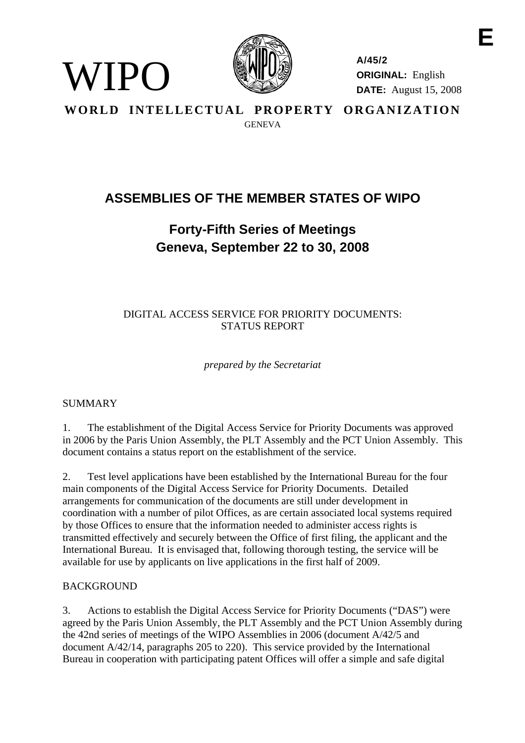E

WIPO

**A/45/2**
**ORIGINAL:** English
**DATE:** August 15, 2008

**WORLD INTELLECTUAL PROPERTY ORGANIZATION**
GENEVA

# ASSEMBLIES OF THE MEMBER STATES OF WIPO

## Forty-Fifth Series of Meetings
## Geneva, September 22 to 30, 2008

DIGITAL ACCESS SERVICE FOR PRIORITY DOCUMENTS:
STATUS REPORT

*prepared by the Secretariat*

SUMMARY

1. The establishment of the Digital Access Service for Priority Documents was approved in 2006 by the Paris Union Assembly, the PLT Assembly and the PCT Union Assembly. This document contains a status report on the establishment of the service.

2. Test level applications have been established by the International Bureau for the four main components of the Digital Access Service for Priority Documents. Detailed arrangements for communication of the documents are still under development in coordination with a number of pilot Offices, as are certain associated local systems required by those Offices to ensure that the information needed to administer access rights is transmitted effectively and securely between the Office of first filing, the applicant and the International Bureau. It is envisaged that, following thorough testing, the service will be available for use by applicants on live applications in the first half of 2009.

BACKGROUND

3. Actions to establish the Digital Access Service for Priority Documents ("DAS") were agreed by the Paris Union Assembly, the PLT Assembly and the PCT Union Assembly during the 42nd series of meetings of the WIPO Assemblies in 2006 (document A/42/5 and document A/42/14, paragraphs 205 to 220). This service provided by the International Bureau in cooperation with participating patent Offices will offer a simple and safe digital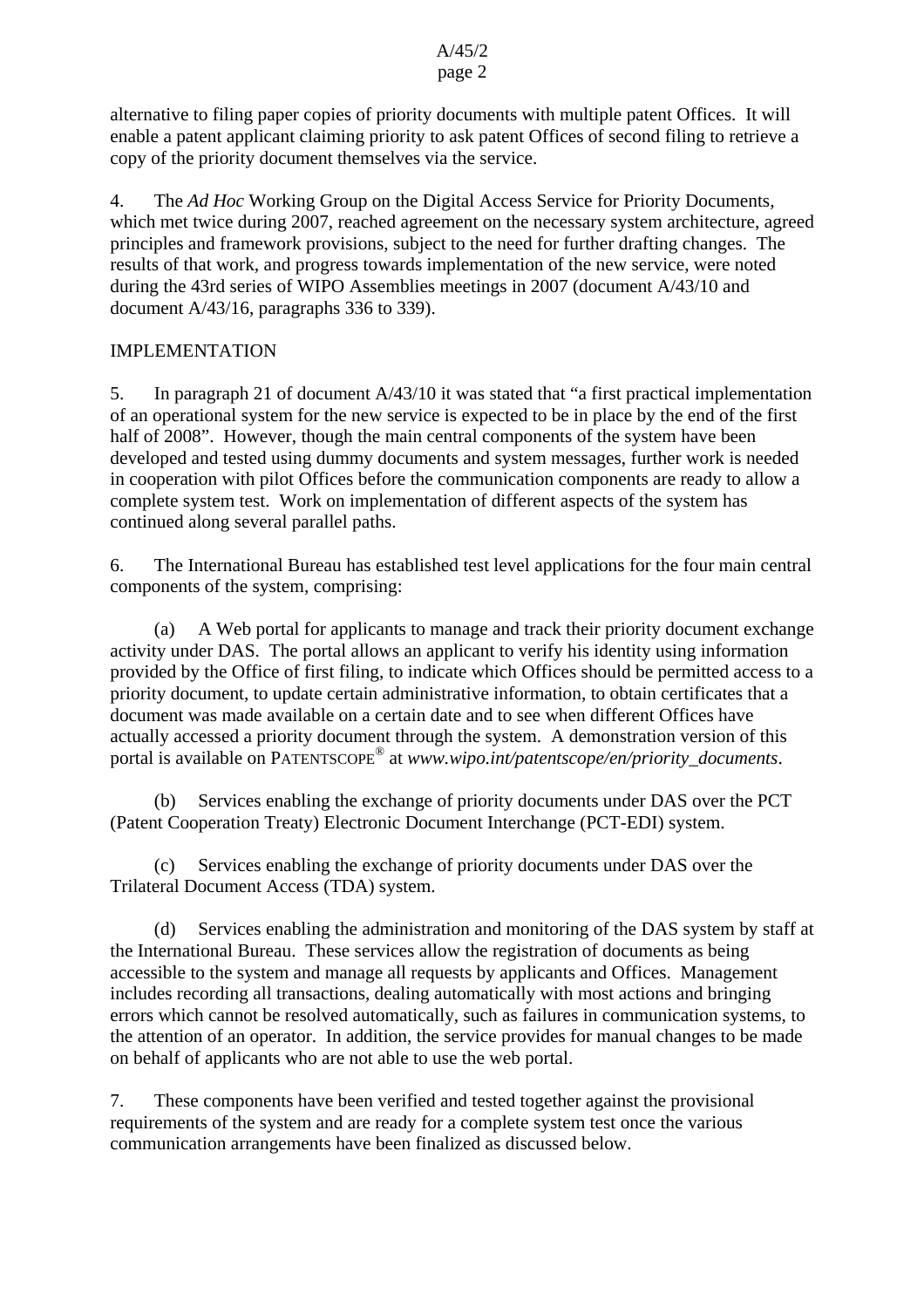alternative to filing paper copies of priority documents with multiple patent Offices. It will enable a patent applicant claiming priority to ask patent Offices of second filing to retrieve a copy of the priority document themselves via the service.

4. The *Ad Hoc* Working Group on the Digital Access Service for Priority Documents, which met twice during 2007, reached agreement on the necessary system architecture, agreed principles and framework provisions, subject to the need for further drafting changes. The results of that work, and progress towards implementation of the new service, were noted during the 43rd series of WIPO Assemblies meetings in 2007 (document A/43/10 and document A/43/16, paragraphs 336 to 339).

## IMPLEMENTATION

5. In paragraph 21 of document A/43/10 it was stated that "a first practical implementation of an operational system for the new service is expected to be in place by the end of the first half of 2008". However, though the main central components of the system have been developed and tested using dummy documents and system messages, further work is needed in cooperation with pilot Offices before the communication components are ready to allow a complete system test. Work on implementation of different aspects of the system has continued along several parallel paths.

6. The International Bureau has established test level applications for the four main central components of the system, comprising:

(a) A Web portal for applicants to manage and track their priority document exchange activity under DAS. The portal allows an applicant to verify his identity using information provided by the Office of first filing, to indicate which Offices should be permitted access to a priority document, to update certain administrative information, to obtain certificates that a document was made available on a certain date and to see when different Offices have actually accessed a priority document through the system. A demonstration version of this portal is available on PATENTSCOPE® at *www.wipo.int/patentscope/en/priority_documents*.

(b) Services enabling the exchange of priority documents under DAS over the PCT (Patent Cooperation Treaty) Electronic Document Interchange (PCT-EDI) system.

(c) Services enabling the exchange of priority documents under DAS over the Trilateral Document Access (TDA) system.

(d) Services enabling the administration and monitoring of the DAS system by staff at the International Bureau. These services allow the registration of documents as being accessible to the system and manage all requests by applicants and Offices. Management includes recording all transactions, dealing automatically with most actions and bringing errors which cannot be resolved automatically, such as failures in communication systems, to the attention of an operator. In addition, the service provides for manual changes to be made on behalf of applicants who are not able to use the web portal.

7. These components have been verified and tested together against the provisional requirements of the system and are ready for a complete system test once the various communication arrangements have been finalized as discussed below.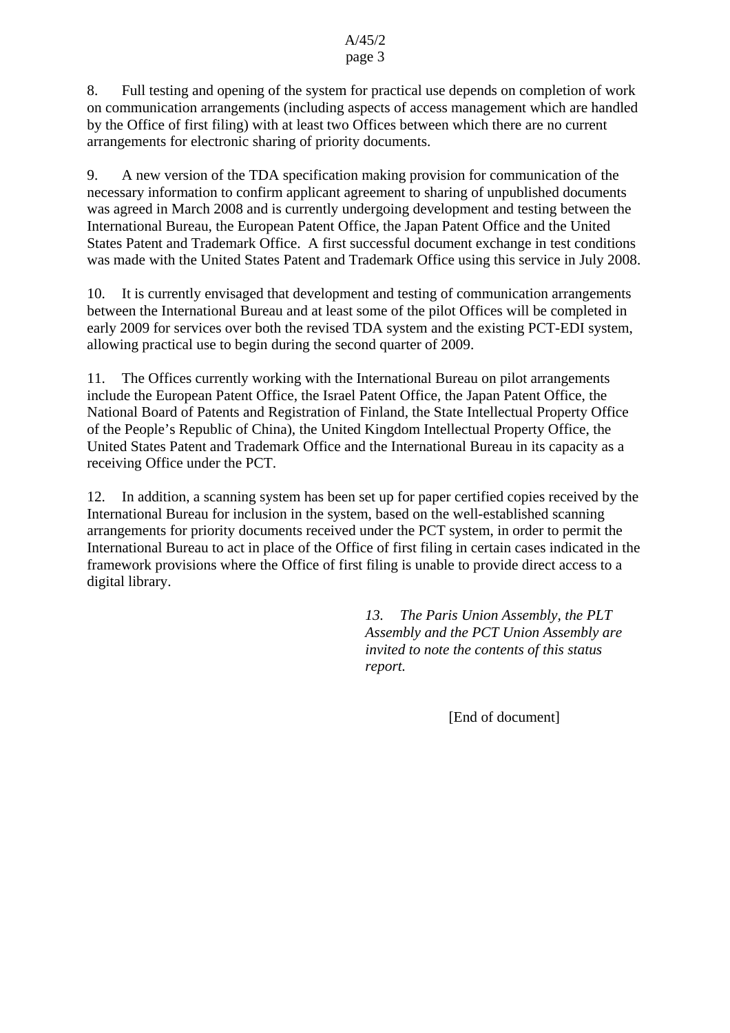8. Full testing and opening of the system for practical use depends on completion of work on communication arrangements (including aspects of access management which are handled by the Office of first filing) with at least two Offices between which there are no current arrangements for electronic sharing of priority documents.

9. A new version of the TDA specification making provision for communication of the necessary information to confirm applicant agreement to sharing of unpublished documents was agreed in March 2008 and is currently undergoing development and testing between the International Bureau, the European Patent Office, the Japan Patent Office and the United States Patent and Trademark Office. A first successful document exchange in test conditions was made with the United States Patent and Trademark Office using this service in July 2008.

10. It is currently envisaged that development and testing of communication arrangements between the International Bureau and at least some of the pilot Offices will be completed in early 2009 for services over both the revised TDA system and the existing PCT-EDI system, allowing practical use to begin during the second quarter of 2009.

11. The Offices currently working with the International Bureau on pilot arrangements include the European Patent Office, the Israel Patent Office, the Japan Patent Office, the National Board of Patents and Registration of Finland, the State Intellectual Property Office of the People's Republic of China), the United Kingdom Intellectual Property Office, the United States Patent and Trademark Office and the International Bureau in its capacity as a receiving Office under the PCT.

12. In addition, a scanning system has been set up for paper certified copies received by the International Bureau for inclusion in the system, based on the well-established scanning arrangements for priority documents received under the PCT system, in order to permit the International Bureau to act in place of the Office of first filing in certain cases indicated in the framework provisions where the Office of first filing is unable to provide direct access to a digital library.

*13. The Paris Union Assembly, the PLT Assembly and the PCT Union Assembly are invited to note the contents of this status report.*

[End of document]